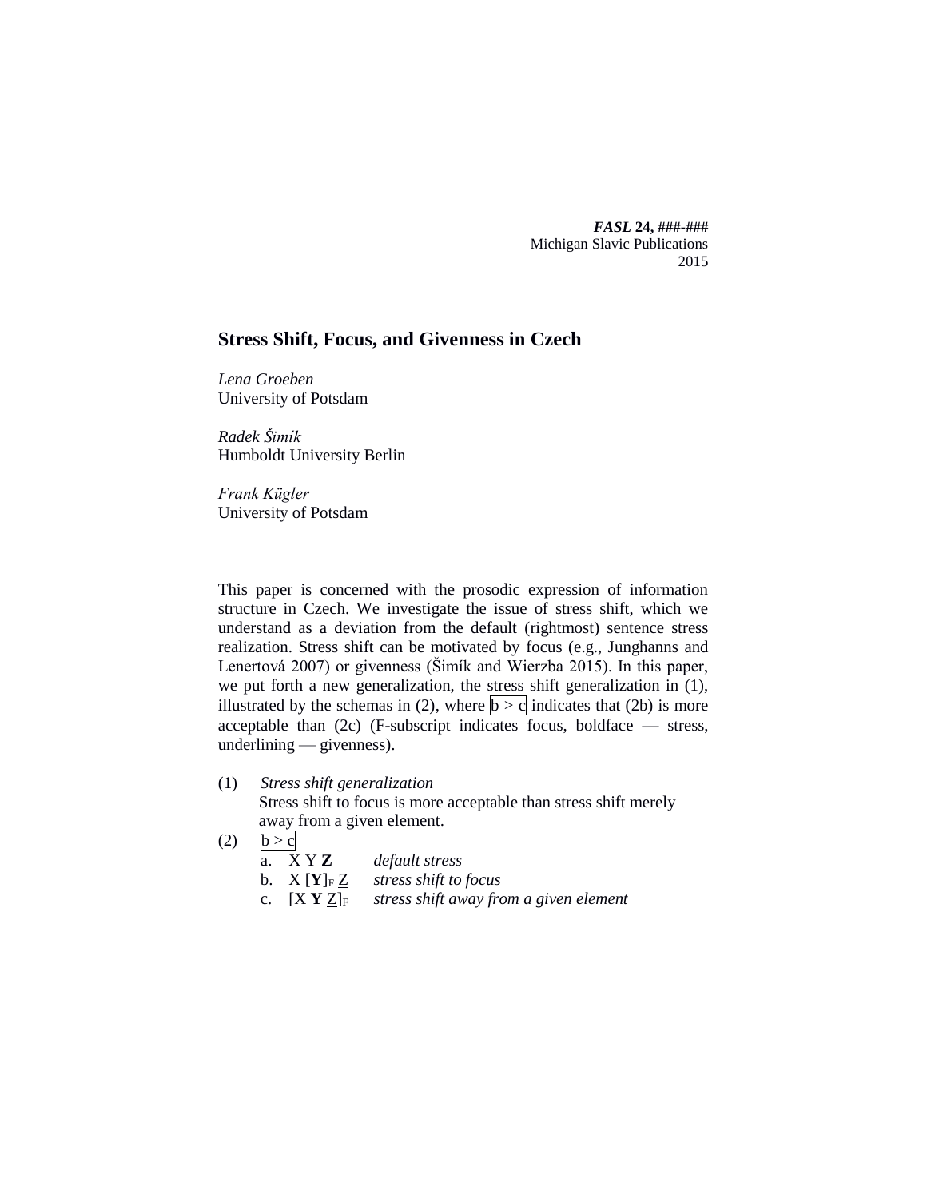*FASL* **24, ###-###**
Michigan Slavic Publications
2015

# Stress Shift, Focus, and Givenness in Czech

*Lena Groeben*
University of Potsdam

*Radek Šimík*
Humboldt University Berlin

*Frank Kügler*
University of Potsdam

This paper is concerned with the prosodic expression of information structure in Czech. We investigate the issue of stress shift, which we understand as a deviation from the default (rightmost) sentence stress realization. Stress shift can be motivated by focus (e.g., Junghanns and Lenertová 2007) or givenness (Šimík and Wierzba 2015). In this paper, we put forth a new generalization, the stress shift generalization in (1), illustrated by the schemas in (2), where b > c indicates that (2b) is more acceptable than (2c) (F-subscript indicates focus, boldface — stress, underlining — givenness).

(1) *Stress shift generalization*
Stress shift to focus is more acceptable than stress shift merely away from a given element.

(2) b > c

a. X Y **Z** *default stress*

b. X [**Y**]$_F$ <u>Z</u> *stress shift to focus*

c. [X **Y** <u>Z</u>]$_F$ *stress shift away from a given element*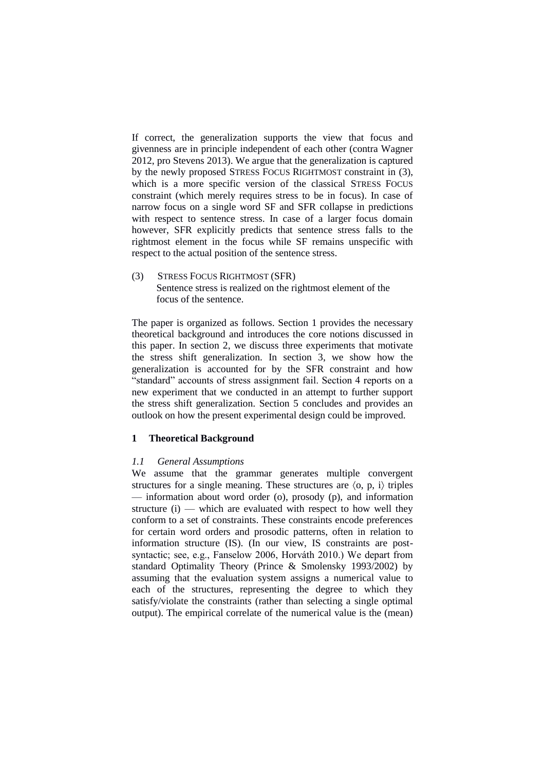If correct, the generalization supports the view that focus and givenness are in principle independent of each other (contra Wagner 2012, pro Stevens 2013). We argue that the generalization is captured by the newly proposed STRESS FOCUS RIGHTMOST constraint in (3), which is a more specific version of the classical STRESS FOCUS constraint (which merely requires stress to be in focus). In case of narrow focus on a single word SF and SFR collapse in predictions with respect to sentence stress. In case of a larger focus domain however, SFR explicitly predicts that sentence stress falls to the rightmost element in the focus while SF remains unspecific with respect to the actual position of the sentence stress.

(3) STRESS FOCUS RIGHTMOST (SFR)
Sentence stress is realized on the rightmost element of the focus of the sentence.

The paper is organized as follows. Section 1 provides the necessary theoretical background and introduces the core notions discussed in this paper. In section 2, we discuss three experiments that motivate the stress shift generalization. In section 3, we show how the generalization is accounted for by the SFR constraint and how "standard" accounts of stress assignment fail. Section 4 reports on a new experiment that we conducted in an attempt to further support the stress shift generalization. Section 5 concludes and provides an outlook on how the present experimental design could be improved.

## 1 Theoretical Background

### *1.1 General Assumptions*

We assume that the grammar generates multiple convergent structures for a single meaning. These structures are ⟨o, p, i⟩ triples — information about word order (o), prosody (p), and information structure (i) — which are evaluated with respect to how well they conform to a set of constraints. These constraints encode preferences for certain word orders and prosodic patterns, often in relation to information structure (IS). (In our view, IS constraints are post-syntactic; see, e.g., Fanselow 2006, Horváth 2010.) We depart from standard Optimality Theory (Prince & Smolensky 1993/2002) by assuming that the evaluation system assigns a numerical value to each of the structures, representing the degree to which they satisfy/violate the constraints (rather than selecting a single optimal output). The empirical correlate of the numerical value is the (mean)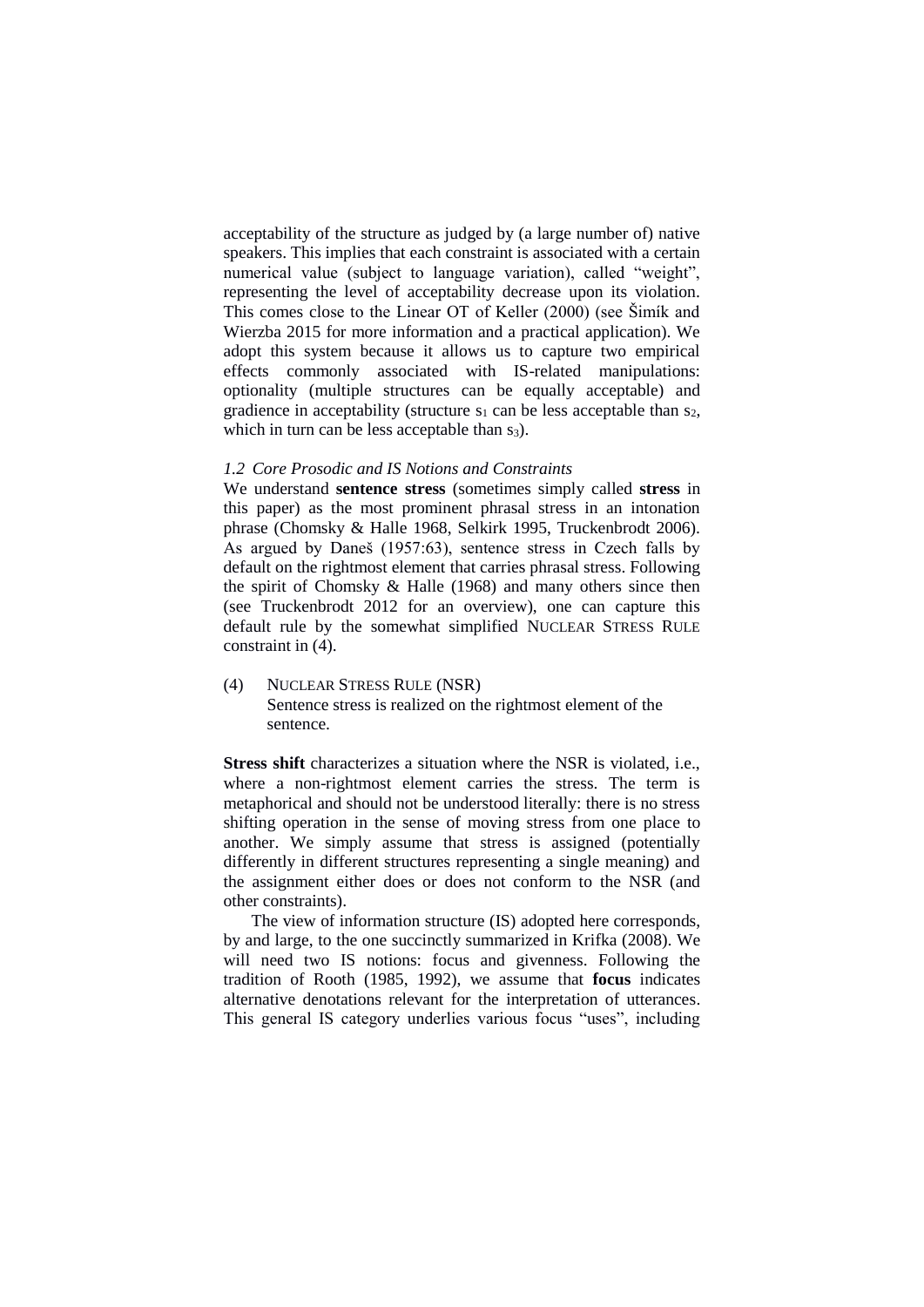acceptability of the structure as judged by (a large number of) native speakers. This implies that each constraint is associated with a certain numerical value (subject to language variation), called "weight", representing the level of acceptability decrease upon its violation. This comes close to the Linear OT of Keller (2000) (see Šimík and Wierzba 2015 for more information and a practical application). We adopt this system because it allows us to capture two empirical effects commonly associated with IS-related manipulations: optionality (multiple structures can be equally acceptable) and gradience in acceptability (structure $s_1$ can be less acceptable than $s_2$, which in turn can be less acceptable than $s_3$).

### *1.2 Core Prosodic and IS Notions and Constraints*

We understand **sentence stress** (sometimes simply called **stress** in this paper) as the most prominent phrasal stress in an intonation phrase (Chomsky & Halle 1968, Selkirk 1995, Truckenbrodt 2006). As argued by Daneš (1957:63), sentence stress in Czech falls by default on the rightmost element that carries phrasal stress. Following the spirit of Chomsky & Halle (1968) and many others since then (see Truckenbrodt 2012 for an overview), one can capture this default rule by the somewhat simplified NUCLEAR STRESS RULE constraint in (4).

(4) NUCLEAR STRESS RULE (NSR)
Sentence stress is realized on the rightmost element of the sentence.

**Stress shift** characterizes a situation where the NSR is violated, i.e., where a non-rightmost element carries the stress. The term is metaphorical and should not be understood literally: there is no stress shifting operation in the sense of moving stress from one place to another. We simply assume that stress is assigned (potentially differently in different structures representing a single meaning) and the assignment either does or does not conform to the NSR (and other constraints).

The view of information structure (IS) adopted here corresponds, by and large, to the one succinctly summarized in Krifka (2008). We will need two IS notions: focus and givenness. Following the tradition of Rooth (1985, 1992), we assume that **focus** indicates alternative denotations relevant for the interpretation of utterances. This general IS category underlies various focus "uses", including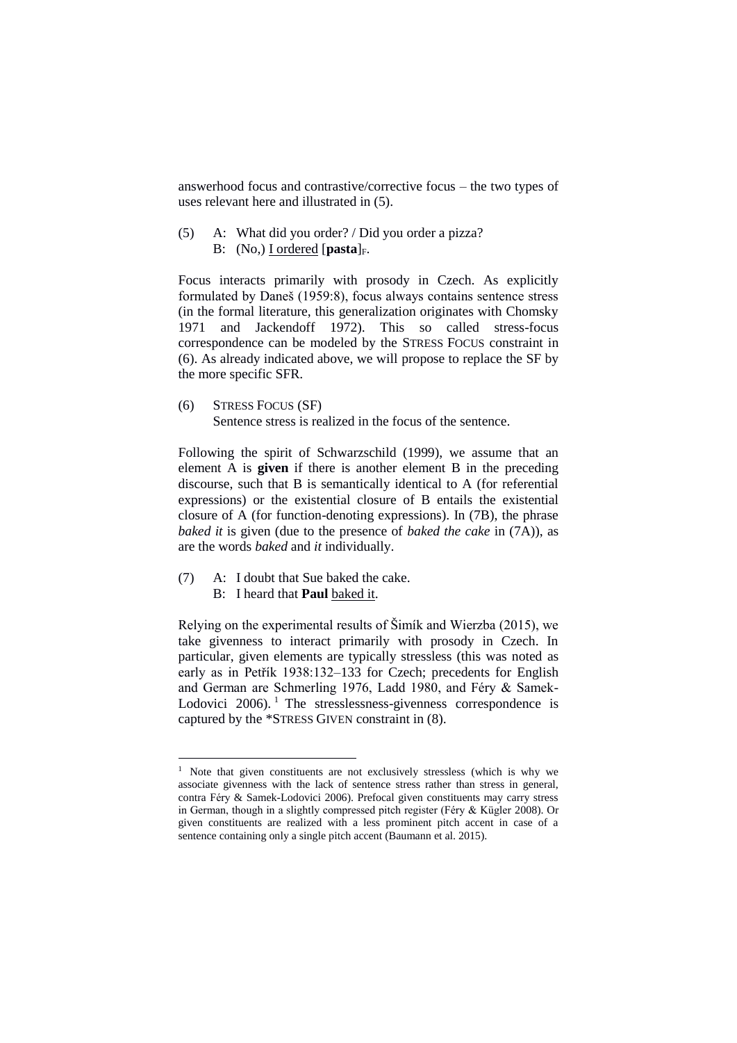answerhood focus and contrastive/corrective focus – the two types of uses relevant here and illustrated in (5).

(5) A: What did you order? / Did you order a pizza?
    B: (No,) <u>I ordered</u> [**pasta**]$_F$.

Focus interacts primarily with prosody in Czech. As explicitly formulated by Daneš (1959:8), focus always contains sentence stress (in the formal literature, this generalization originates with Chomsky 1971 and Jackendoff 1972). This so called stress-focus correspondence can be modeled by the STRESS FOCUS constraint in (6). As already indicated above, we will propose to replace the SF by the more specific SFR.

(6) STRESS FOCUS (SF)
    Sentence stress is realized in the focus of the sentence.

Following the spirit of Schwarzschild (1999), we assume that an element A is **given** if there is another element B in the preceding discourse, such that B is semantically identical to A (for referential expressions) or the existential closure of B entails the existential closure of A (for function-denoting expressions). In (7B), the phrase *baked it* is given (due to the presence of *baked the cake* in (7A)), as are the words *baked* and *it* individually.

(7) A: I doubt that Sue baked the cake.
    B: I heard that **Paul** <u>baked it</u>.

Relying on the experimental results of Šimík and Wierzba (2015), we take givenness to interact primarily with prosody in Czech. In particular, given elements are typically stressless (this was noted as early as in Petřík 1938:132–133 for Czech; precedents for English and German are Schmerling 1976, Ladd 1980, and Féry & Samek-Lodovici 2006).[1] The stresslessness-givenness correspondence is captured by the *STRESS GIVEN constraint in (8).

[1] Note that given constituents are not exclusively stressless (which is why we associate givenness with the lack of sentence stress rather than stress in general, contra Féry & Samek-Lodovici 2006). Prefocal given constituents may carry stress in German, though in a slightly compressed pitch register (Féry & Kügler 2008). Or given constituents are realized with a less prominent pitch accent in case of a sentence containing only a single pitch accent (Baumann et al. 2015).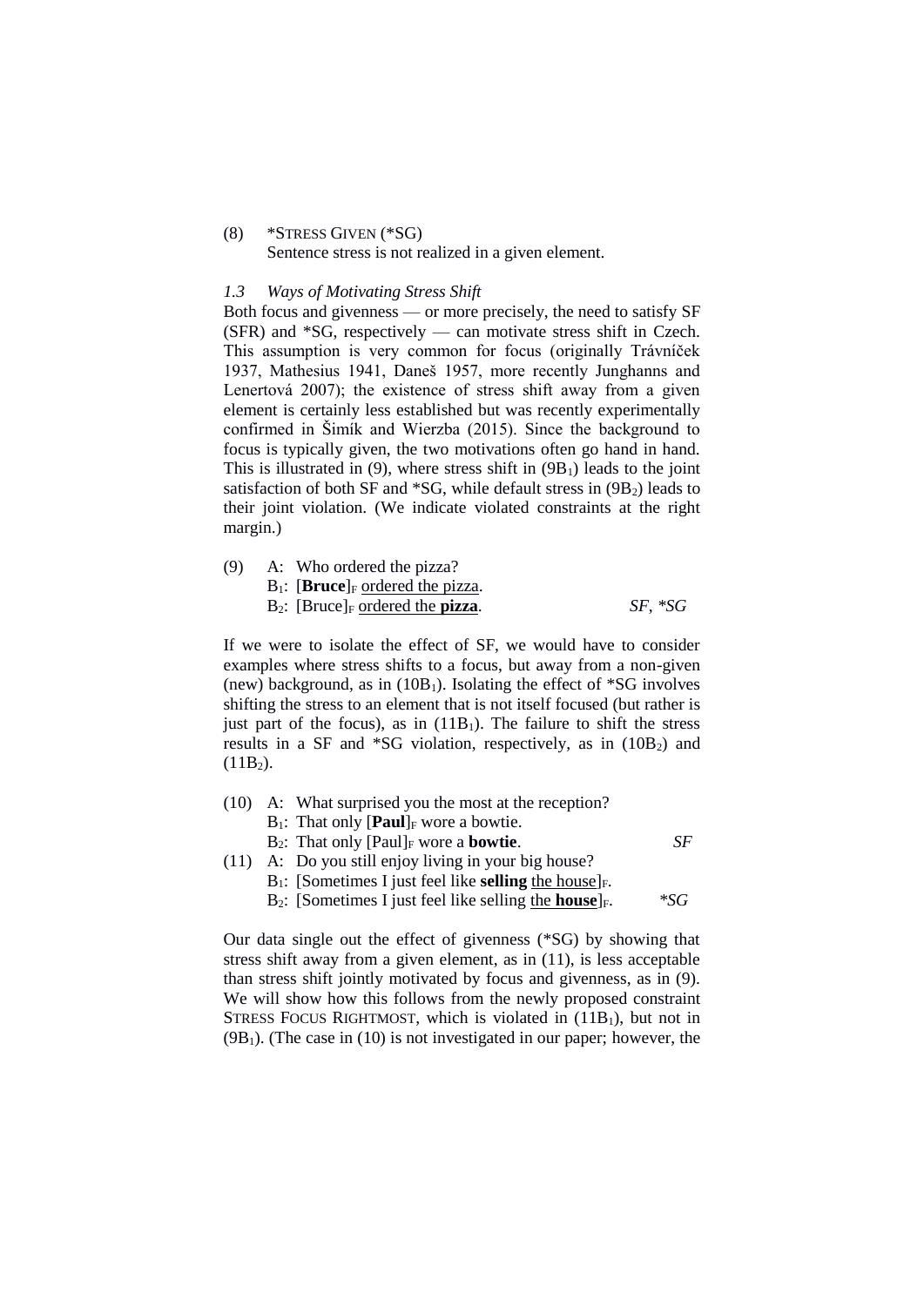(8) *STRESS GIVEN (*SG)
    Sentence stress is not realized in a given element.

### *1.3 Ways of Motivating Stress Shift*

Both focus and givenness — or more precisely, the need to satisfy SF (SFR) and *SG, respectively — can motivate stress shift in Czech. This assumption is very common for focus (originally Trávníček 1937, Mathesius 1941, Daneš 1957, more recently Junghanns and Lenertová 2007); the existence of stress shift away from a given element is certainly less established but was recently experimentally confirmed in Šimík and Wierzba (2015). Since the background to focus is typically given, the two motivations often go hand in hand. This is illustrated in (9), where stress shift in ($9B_1$) leads to the joint satisfaction of both SF and *SG, while default stress in ($9B_2$) leads to their joint violation. (We indicate violated constraints at the right margin.)

(9) A: Who ordered the pizza?
    $B_1$: [**Bruce**]$_F$ <u>ordered the pizza</u>.
    $B_2$: [Bruce]$_F$ <u>ordered the **pizza**</u>. *SF, *SG*

If we were to isolate the effect of SF, we would have to consider examples where stress shifts to a focus, but away from a non-given (new) background, as in ($10B_1$). Isolating the effect of *SG involves shifting the stress to an element that is not itself focused (but rather is just part of the focus), as in ($11B_1$). The failure to shift the stress results in a SF and *SG violation, respectively, as in ($10B_2$) and ($11B_2$).

(10) A: What surprised you the most at the reception?
    $B_1$: That only [**Paul**]$_F$ wore a bowtie.
    $B_2$: That only [Paul]$_F$ wore a **bowtie**. *SF*

(11) A: Do you still enjoy living in your big house?
    $B_1$: [Sometimes I just feel like **selling** <u>the house</u>]$_F$.
    $B_2$: [Sometimes I just feel like selling <u>the **house**</u>]$_F$. **SG*

Our data single out the effect of givenness (*SG) by showing that stress shift away from a given element, as in (11), is less acceptable than stress shift jointly motivated by focus and givenness, as in (9). We will show how this follows from the newly proposed constraint STRESS FOCUS RIGHTMOST, which is violated in ($11B_1$), but not in ($9B_1$). (The case in (10) is not investigated in our paper; however, the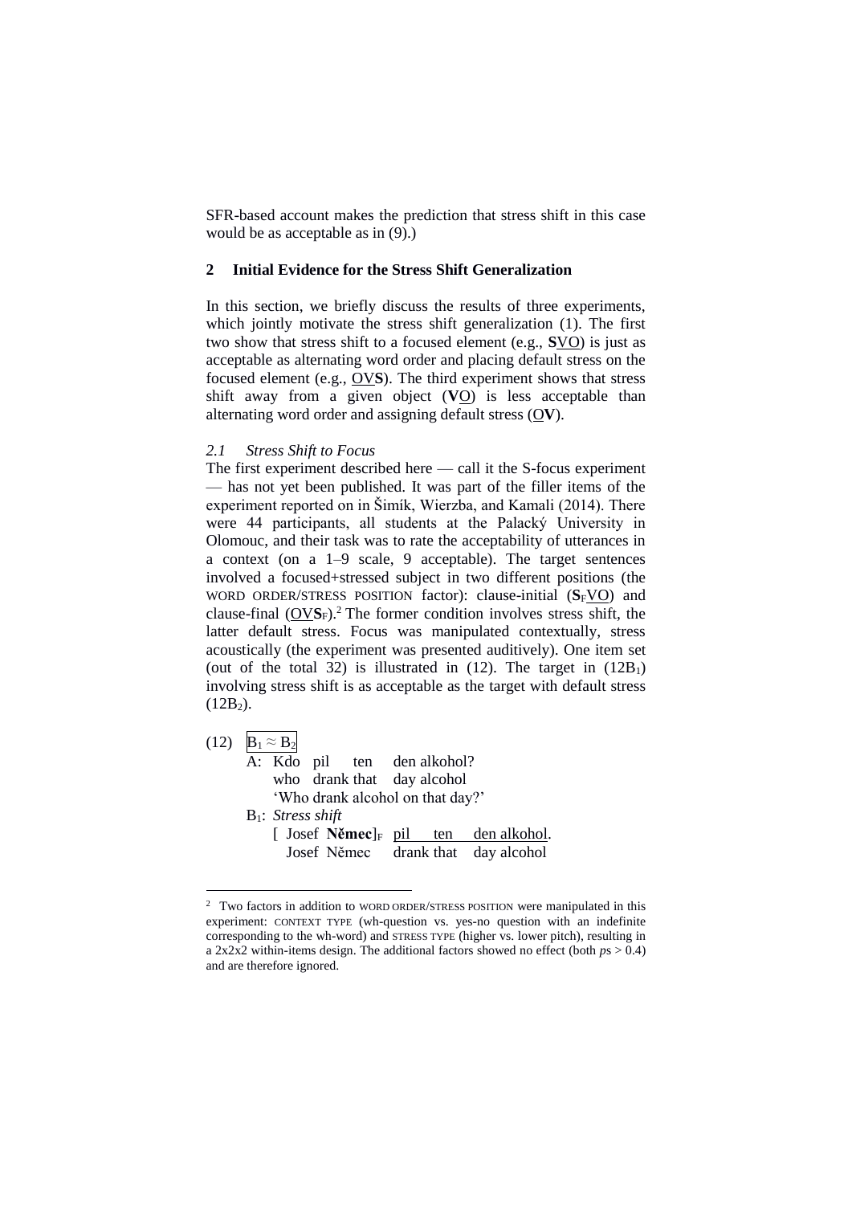SFR-based account makes the prediction that stress shift in this case would be as acceptable as in (9).)

## 2 Initial Evidence for the Stress Shift Generalization

In this section, we briefly discuss the results of three experiments, which jointly motivate the stress shift generalization (1). The first two show that stress shift to a focused element (e.g., **S**<u>VO</u>) is just as acceptable as alternating word order and placing default stress on the focused element (e.g., <u>OV</u>**S**). The third experiment shows that stress shift away from a given object (**V**<u>O</u>) is less acceptable than alternating word order and assigning default stress (<u>O</u>**V**).

### *2.1 Stress Shift to Focus*

The first experiment described here — call it the S-focus experiment — has not yet been published. It was part of the filler items of the experiment reported on in Šimík, Wierzba, and Kamali (2014). There were 44 participants, all students at the Palacký University in Olomouc, and their task was to rate the acceptability of utterances in a context (on a 1–9 scale, 9 acceptable). The target sentences involved a focused+stressed subject in two different positions (the WORD ORDER/STRESS POSITION factor): clause-initial ($\mathbf{S}_F$<u>VO</u>) and clause-final (<u>OV</u>$\mathbf{S}_F$).[2] The former condition involves stress shift, the latter default stress. Focus was manipulated contextually, stress acoustically (the experiment was presented auditively). One item set (out of the total 32) is illustrated in (12). The target in ($12B_1$) involving stress shift is as acceptable as the target with default stress ($12B_2$).

(12) $B_1 \approx B_2$

A: Kdo pil ten den alkohol?
   who drank that day alcohol
   'Who drank alcohol on that day?'

$B_1$: *Stress shift*
   [ Josef **Němec**]$_F$ <u>pil ten den alkohol</u>.
   Josef Němec drank that day alcohol

---

[2] Two factors in addition to WORD ORDER/STRESS POSITION were manipulated in this experiment: CONTEXT TYPE (wh-question vs. yes-no question with an indefinite corresponding to the wh-word) and STRESS TYPE (higher vs. lower pitch), resulting in a 2x2x2 within-items design. The additional factors showed no effect (both $p$s > 0.4) and are therefore ignored.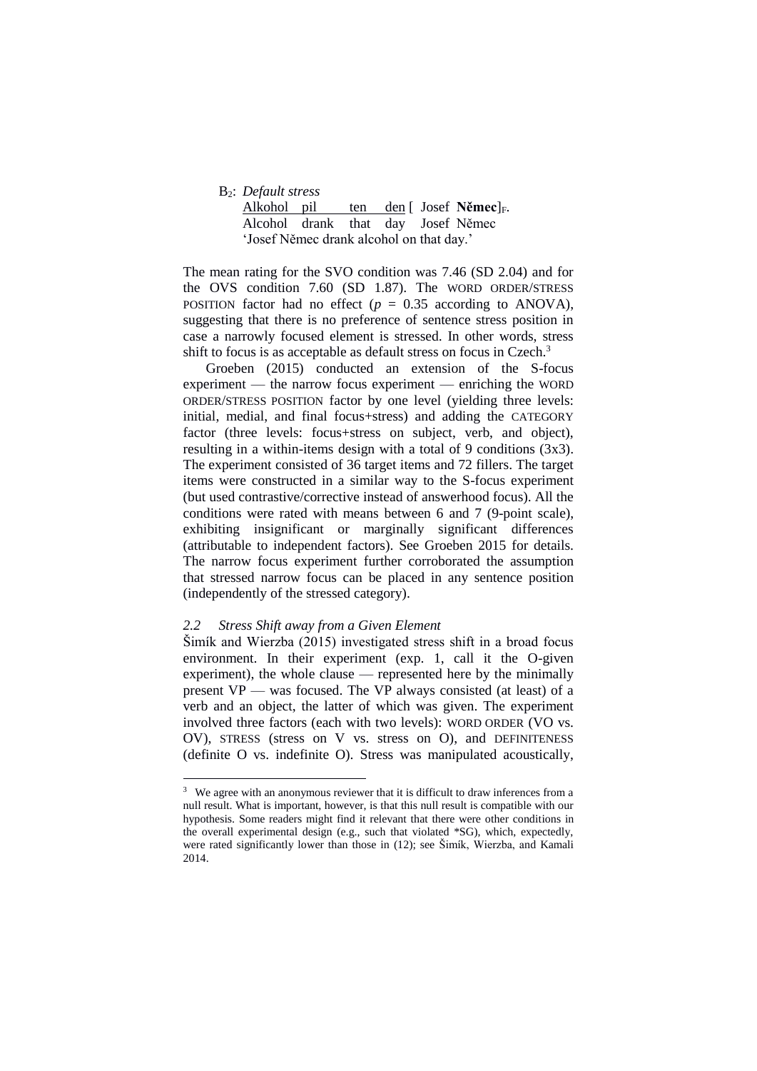B$_2$: *Default stress*

Alkohol pil ten den [ Josef **Němec**]$_F$.
Alcohol drank that day Josef Němec
'Josef Němec drank alcohol on that day.'

The mean rating for the SVO condition was 7.46 (SD 2.04) and for the OVS condition 7.60 (SD 1.87). The WORD ORDER/STRESS POSITION factor had no effect ($p$ = 0.35 according to ANOVA), suggesting that there is no preference of sentence stress position in case a narrowly focused element is stressed. In other words, stress shift to focus is as acceptable as default stress on focus in Czech.[3]

Groeben (2015) conducted an extension of the S-focus experiment — the narrow focus experiment — enriching the WORD ORDER/STRESS POSITION factor by one level (yielding three levels: initial, medial, and final focus+stress) and adding the CATEGORY factor (three levels: focus+stress on subject, verb, and object), resulting in a within-items design with a total of 9 conditions (3x3). The experiment consisted of 36 target items and 72 fillers. The target items were constructed in a similar way to the S-focus experiment (but used contrastive/corrective instead of answerhood focus). All the conditions were rated with means between 6 and 7 (9-point scale), exhibiting insignificant or marginally significant differences (attributable to independent factors). See Groeben 2015 for details. The narrow focus experiment further corroborated the assumption that stressed narrow focus can be placed in any sentence position (independently of the stressed category).

### *2.2 Stress Shift away from a Given Element*

Šimík and Wierzba (2015) investigated stress shift in a broad focus environment. In their experiment (exp. 1, call it the O-given experiment), the whole clause — represented here by the minimally present VP — was focused. The VP always consisted (at least) of a verb and an object, the latter of which was given. The experiment involved three factors (each with two levels): WORD ORDER (VO vs. OV), STRESS (stress on V vs. stress on O), and DEFINITENESS (definite O vs. indefinite O). Stress was manipulated acoustically,

---

[3] We agree with an anonymous reviewer that it is difficult to draw inferences from a null result. What is important, however, is that this null result is compatible with our hypothesis. Some readers might find it relevant that there were other conditions in the overall experimental design (e.g., such that violated *SG), which, expectedly, were rated significantly lower than those in (12); see Šimík, Wierzba, and Kamali 2014.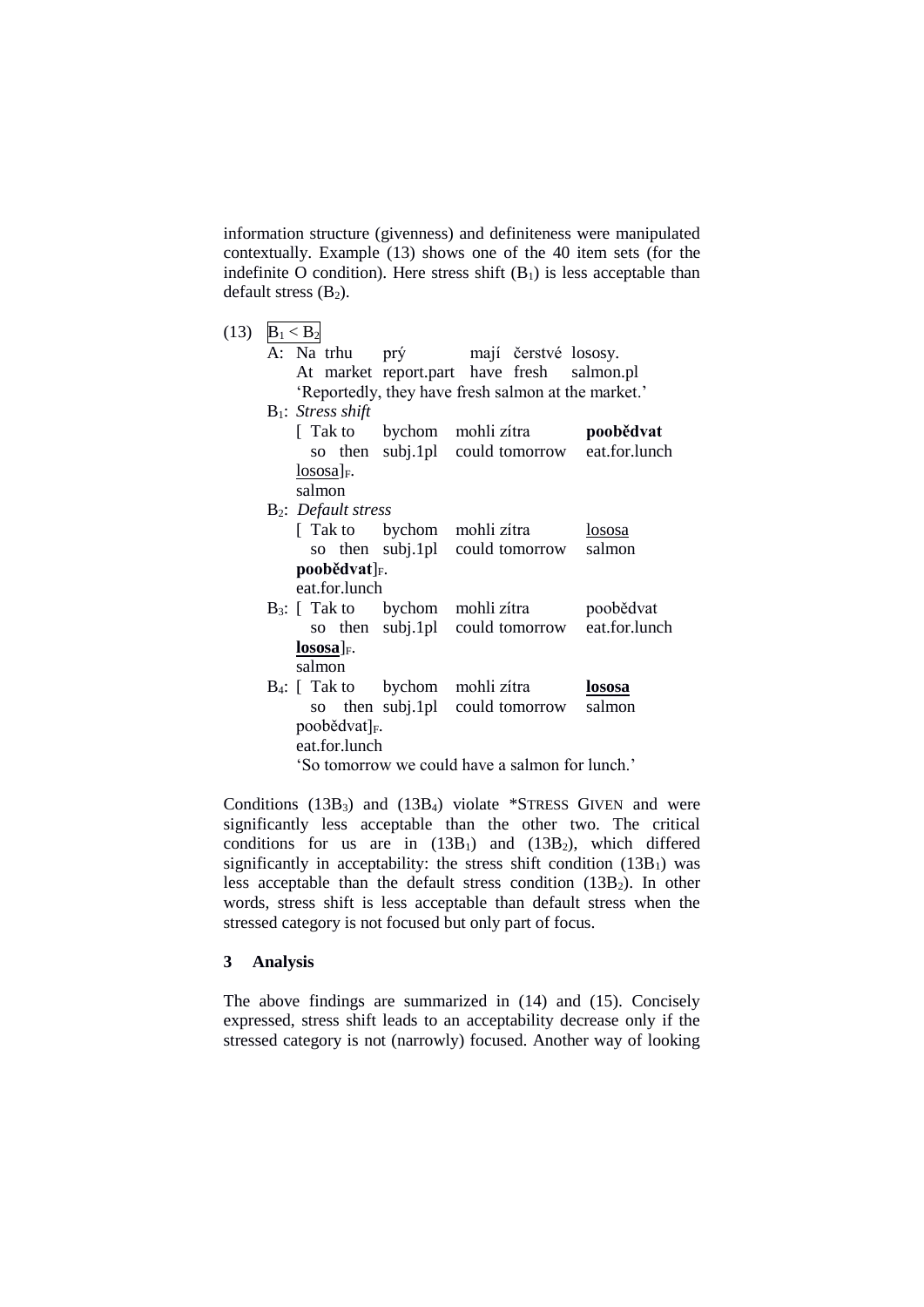information structure (givenness) and definiteness were manipulated contextually. Example (13) shows one of the 40 item sets (for the indefinite O condition). Here stress shift ($B_1$) is less acceptable than default stress ($B_2$).

(13) $B_1 < B_2$

A: Na trhu prý mají čerstvé lososy.
At market report.part have fresh salmon.pl
'Reportedly, they have fresh salmon at the market.'

$B_1$: *Stress shift*
[ Tak to bychom mohli zítra **poobědvat** lososa]$_F$.
so then subj.1pl could tomorrow eat.for.lunch salmon

$B_2$: *Default stress*
[ Tak to bychom mohli zítra lososa **poobědvat**]$_F$.
so then subj.1pl could tomorrow salmon eat.for.lunch

$B_3$: [ Tak to bychom mohli zítra poobědvat **lososa**]$_F$.
so then subj.1pl could tomorrow eat.for.lunch salmon

$B_4$: [ Tak to bychom mohli zítra **lososa** poobědvat]$_F$.
so then subj.1pl could tomorrow salmon eat.for.lunch
'So tomorrow we could have a salmon for lunch.'

Conditions ($13B_3$) and ($13B_4$) violate *STRESS GIVEN and were significantly less acceptable than the other two. The critical conditions for us are in ($13B_1$) and ($13B_2$), which differed significantly in acceptability: the stress shift condition ($13B_1$) was less acceptable than the default stress condition ($13B_2$). In other words, stress shift is less acceptable than default stress when the stressed category is not focused but only part of focus.

## 3 Analysis

The above findings are summarized in (14) and (15). Concisely expressed, stress shift leads to an acceptability decrease only if the stressed category is not (narrowly) focused. Another way of looking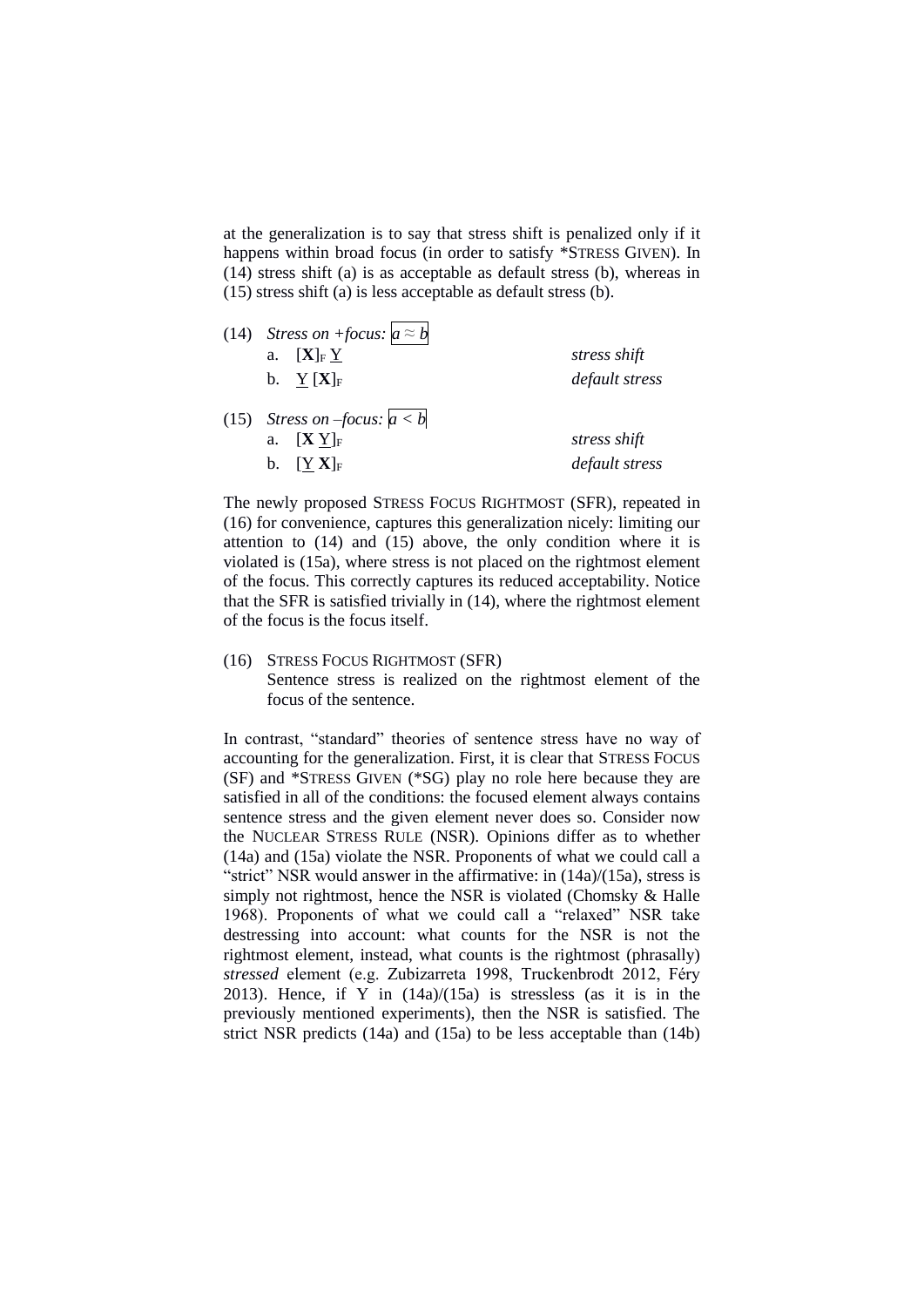at the generalization is to say that stress shift is penalized only if it happens within broad focus (in order to satisfy *STRESS GIVEN). In (14) stress shift (a) is as acceptable as default stress (b), whereas in (15) stress shift (a) is less acceptable as default stress (b).

(14) *Stress on +focus:* $a \approx b$

a. [**X**]$_F$ <u>Y</u> — *stress shift*

b. <u>Y</u> [**X**]$_F$ — *default stress*

(15) *Stress on –focus:* $a < b$

a. [**X** <u>Y</u>]$_F$ — *stress shift*

b. [<u>Y</u> **X**]$_F$ — *default stress*

The newly proposed STRESS FOCUS RIGHTMOST (SFR), repeated in (16) for convenience, captures this generalization nicely: limiting our attention to (14) and (15) above, the only condition where it is violated is (15a), where stress is not placed on the rightmost element of the focus. This correctly captures its reduced acceptability. Notice that the SFR is satisfied trivially in (14), where the rightmost element of the focus is the focus itself.

(16) STRESS FOCUS RIGHTMOST (SFR)
Sentence stress is realized on the rightmost element of the focus of the sentence.

In contrast, "standard" theories of sentence stress have no way of accounting for the generalization. First, it is clear that STRESS FOCUS (SF) and *STRESS GIVEN (*SG) play no role here because they are satisfied in all of the conditions: the focused element always contains sentence stress and the given element never does so. Consider now the NUCLEAR STRESS RULE (NSR). Opinions differ as to whether (14a) and (15a) violate the NSR. Proponents of what we could call a "strict" NSR would answer in the affirmative: in (14a)/(15a), stress is simply not rightmost, hence the NSR is violated (Chomsky & Halle 1968). Proponents of what we could call a "relaxed" NSR take destressing into account: what counts for the NSR is not the rightmost element, instead, what counts is the rightmost (phrasally) *stressed* element (e.g. Zubizarreta 1998, Truckenbrodt 2012, Féry 2013). Hence, if Y in (14a)/(15a) is stressless (as it is in the previously mentioned experiments), then the NSR is satisfied. The strict NSR predicts (14a) and (15a) to be less acceptable than (14b)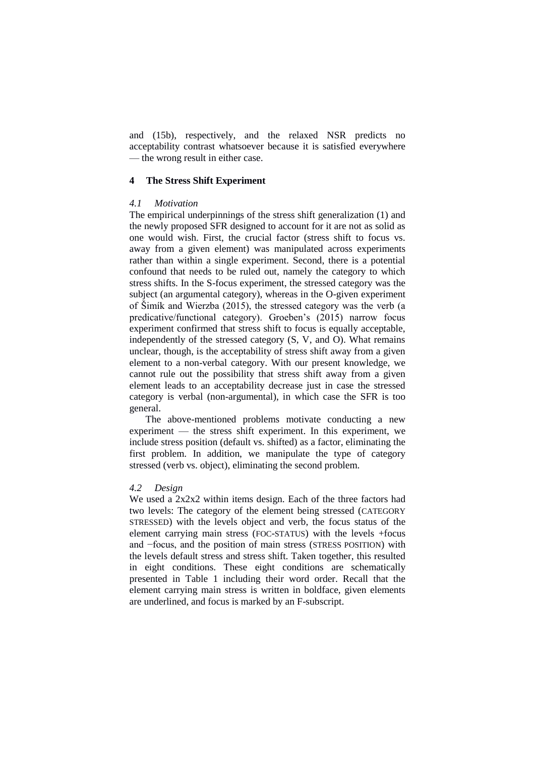and (15b), respectively, and the relaxed NSR predicts no acceptability contrast whatsoever because it is satisfied everywhere — the wrong result in either case.

## 4 The Stress Shift Experiment

### *4.1 Motivation*

The empirical underpinnings of the stress shift generalization (1) and the newly proposed SFR designed to account for it are not as solid as one would wish. First, the crucial factor (stress shift to focus vs. away from a given element) was manipulated across experiments rather than within a single experiment. Second, there is a potential confound that needs to be ruled out, namely the category to which stress shifts. In the S-focus experiment, the stressed category was the subject (an argumental category), whereas in the O-given experiment of Šimík and Wierzba (2015), the stressed category was the verb (a predicative/functional category). Groeben's (2015) narrow focus experiment confirmed that stress shift to focus is equally acceptable, independently of the stressed category (S, V, and O). What remains unclear, though, is the acceptability of stress shift away from a given element to a non-verbal category. With our present knowledge, we cannot rule out the possibility that stress shift away from a given element leads to an acceptability decrease just in case the stressed category is verbal (non-argumental), in which case the SFR is too general.

The above-mentioned problems motivate conducting a new experiment — the stress shift experiment. In this experiment, we include stress position (default vs. shifted) as a factor, eliminating the first problem. In addition, we manipulate the type of category stressed (verb vs. object), eliminating the second problem.

### *4.2 Design*

We used a 2x2x2 within items design. Each of the three factors had two levels: The category of the element being stressed (CATEGORY STRESSED) with the levels object and verb, the focus status of the element carrying main stress (FOC-STATUS) with the levels +focus and −focus, and the position of main stress (STRESS POSITION) with the levels default stress and stress shift. Taken together, this resulted in eight conditions. These eight conditions are schematically presented in Table 1 including their word order. Recall that the element carrying main stress is written in boldface, given elements are underlined, and focus is marked by an F-subscript.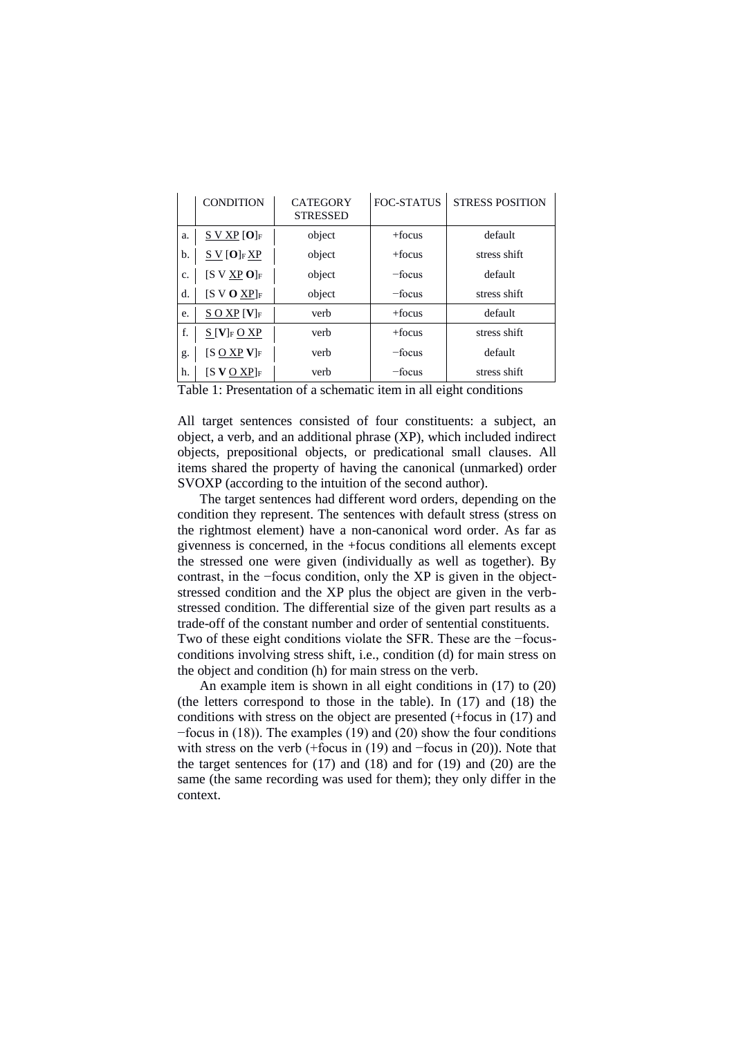|  | CONDITION | CATEGORY STRESSED | FOC-STATUS | STRESS POSITION |
|---|---|---|---|---|
| a. | <u>S V XP</u> [**O**]$_F$ | object | +focus | default |
| b. | <u>S V</u> [**O**]$_F$ <u>XP</u> | object | +focus | stress shift |
| c. | [S V <u>XP</u> **O**]$_F$ | object | −focus | default |
| d. | [S V **O** <u>XP</u>]$_F$ | object | −focus | stress shift |
| e. | <u>S O XP</u> [**V**]$_F$ | verb | +focus | default |
| f. | <u>S</u> [**V**]$_F$ <u>O XP</u> | verb | +focus | stress shift |
| g. | [S <u>O XP</u> **V**]$_F$ | verb | −focus | default |
| h. | [S **V** <u>O XP</u>]$_F$ | verb | −focus | stress shift |

Table 1: Presentation of a schematic item in all eight conditions

All target sentences consisted of four constituents: a subject, an object, a verb, and an additional phrase (XP), which included indirect objects, prepositional objects, or predicational small clauses. All items shared the property of having the canonical (unmarked) order SVOXP (according to the intuition of the second author).

The target sentences had different word orders, depending on the condition they represent. The sentences with default stress (stress on the rightmost element) have a non-canonical word order. As far as givenness is concerned, in the +focus conditions all elements except the stressed one were given (individually as well as together). By contrast, in the −focus condition, only the XP is given in the object-stressed condition and the XP plus the object are given in the verb-stressed condition. The differential size of the given part results as a trade-off of the constant number and order of sentential constituents. Two of these eight conditions violate the SFR. These are the −focus-conditions involving stress shift, i.e., condition (d) for main stress on the object and condition (h) for main stress on the verb.

An example item is shown in all eight conditions in (17) to (20) (the letters correspond to those in the table). In (17) and (18) the conditions with stress on the object are presented (+focus in (17) and −focus in (18)). The examples (19) and (20) show the four conditions with stress on the verb (+focus in (19) and −focus in (20)). Note that the target sentences for (17) and (18) and for (19) and (20) are the same (the same recording was used for them); they only differ in the context.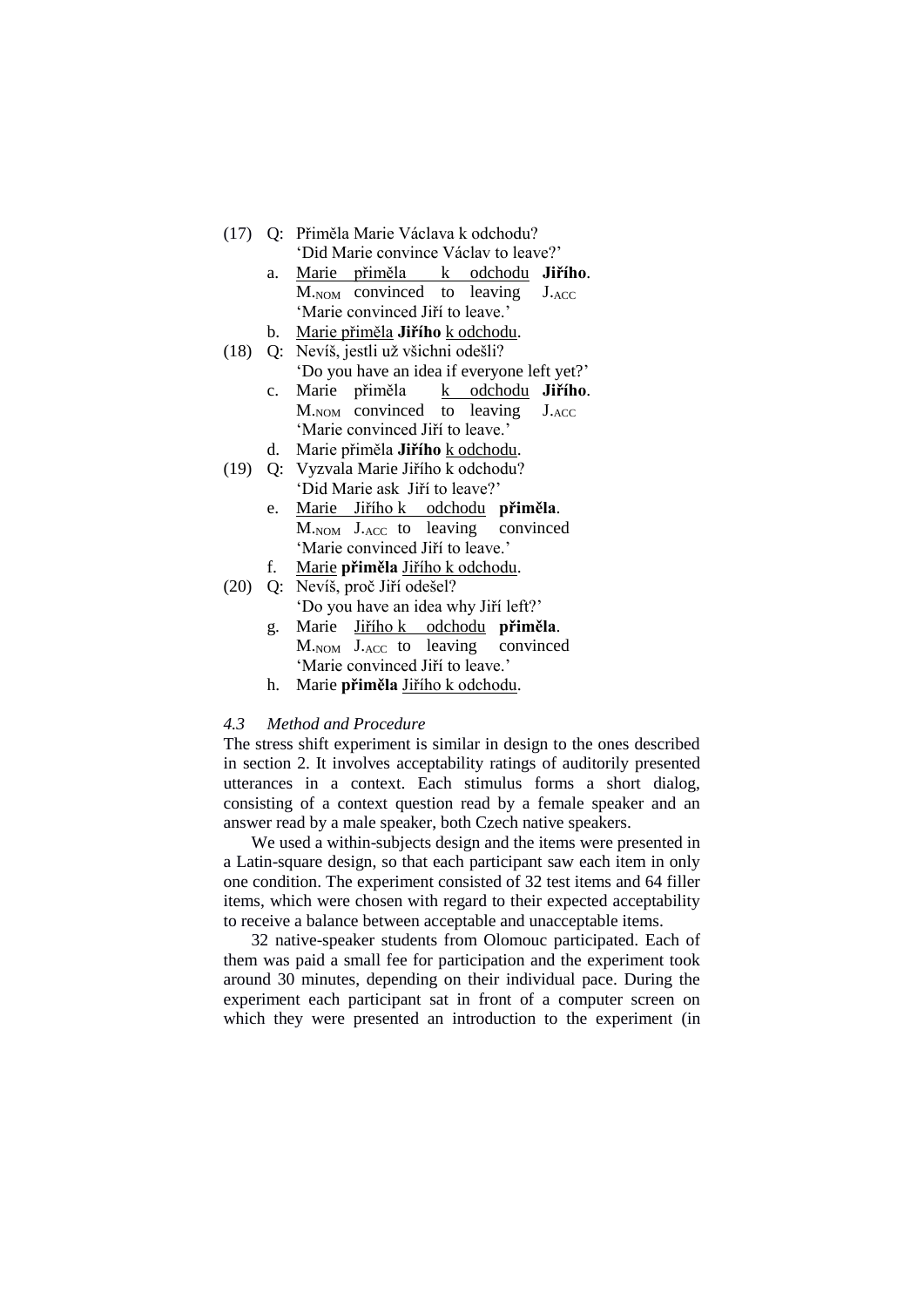(17) Q: Přiměla Marie Václava k odchodu?
'Did Marie convince Václav to leave?'

a. <u>Marie přiměla k odchodu</u> **Jiřího**.
M.$_{NOM}$ convinced to leaving J.$_{ACC}$
'Marie convinced Jiří to leave.'

b. <u>Marie přiměla</u> **Jiřího** <u>k odchodu</u>.

(18) Q: Nevíš, jestli už všichni odešli?
'Do you have an idea if everyone left yet?'

c. Marie přiměla <u>k odchodu</u> **Jiřího**.
M.$_{NOM}$ convinced to leaving J.$_{ACC}$
'Marie convinced Jiří to leave.'

d. Marie přiměla **Jiřího** <u>k odchodu</u>.

(19) Q: Vyzvala Marie Jiřího k odchodu?
'Did Marie ask Jiří to leave?'

e. <u>Marie Jiřího k odchodu</u> **přiměla**.
M.$_{NOM}$ J.$_{ACC}$ to leaving convinced
'Marie convinced Jiří to leave.'

f. <u>Marie</u> **přiměla** <u>Jiřího k odchodu</u>.

(20) Q: Nevíš, proč Jiří odešel?
'Do you have an idea why Jiří left?'

g. Marie <u>Jiřího k odchodu</u> **přiměla**.
M.$_{NOM}$ J.$_{ACC}$ to leaving convinced
'Marie convinced Jiří to leave.'

h. Marie **přiměla** <u>Jiřího k odchodu</u>.

### *4.3 Method and Procedure*

The stress shift experiment is similar in design to the ones described in section 2. It involves acceptability ratings of auditorily presented utterances in a context. Each stimulus forms a short dialog, consisting of a context question read by a female speaker and an answer read by a male speaker, both Czech native speakers.

We used a within-subjects design and the items were presented in a Latin-square design, so that each participant saw each item in only one condition. The experiment consisted of 32 test items and 64 filler items, which were chosen with regard to their expected acceptability to receive a balance between acceptable and unacceptable items.

32 native-speaker students from Olomouc participated. Each of them was paid a small fee for participation and the experiment took around 30 minutes, depending on their individual pace. During the experiment each participant sat in front of a computer screen on which they were presented an introduction to the experiment (in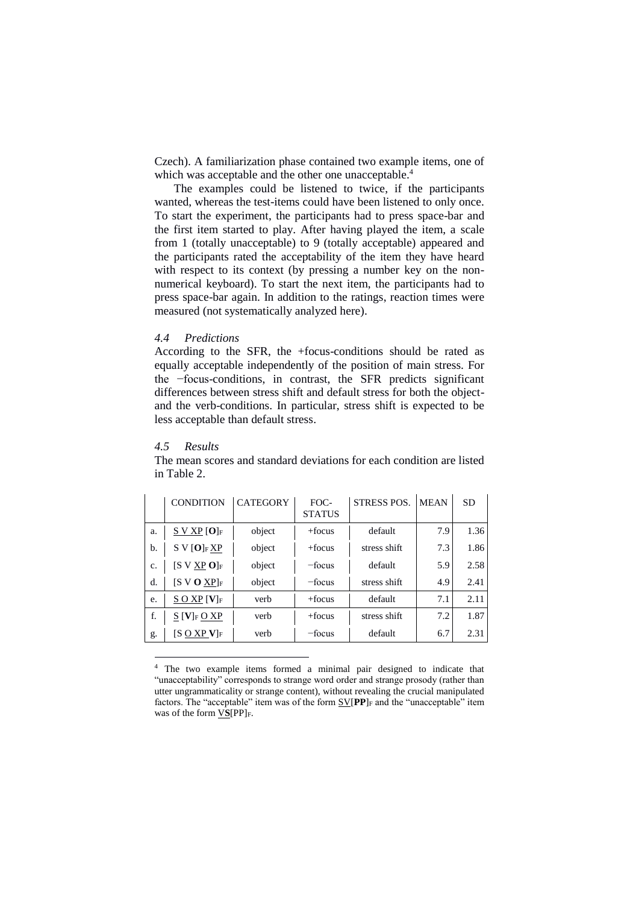Czech). A familiarization phase contained two example items, one of which was acceptable and the other one unacceptable.[4]

The examples could be listened to twice, if the participants wanted, whereas the test-items could have been listened to only once. To start the experiment, the participants had to press space-bar and the first item started to play. After having played the item, a scale from 1 (totally unacceptable) to 9 (totally acceptable) appeared and the participants rated the acceptability of the item they have heard with respect to its context (by pressing a number key on the non-numerical keyboard). To start the next item, the participants had to press space-bar again. In addition to the ratings, reaction times were measured (not systematically analyzed here).

### *4.4 Predictions*

According to the SFR, the +focus-conditions should be rated as equally acceptable independently of the position of main stress. For the −focus-conditions, in contrast, the SFR predicts significant differences between stress shift and default stress for both the object- and the verb-conditions. In particular, stress shift is expected to be less acceptable than default stress.

### *4.5 Results*

The mean scores and standard deviations for each condition are listed in Table 2.

| | CONDITION | CATEGORY | FOC-STATUS | STRESS POS. | MEAN | SD |
|---|---|---|---|---|---|---|
| a. | <u>S V XP</u> [**O**]$_F$ | object | +focus | default | 7.9 | 1.36 |
| b. | S V [**O**]$_F$ <u>XP</u> | object | +focus | stress shift | 7.3 | 1.86 |
| c. | [S V <u>XP</u> **O**]$_F$ | object | −focus | default | 5.9 | 2.58 |
| d. | [S V **O** <u>XP</u>]$_F$ | object | −focus | stress shift | 4.9 | 2.41 |
| e. | <u>S O XP</u> [**V**]$_F$ | verb | +focus | default | 7.1 | 2.11 |
| f. | <u>S</u> [**V**]$_F$ <u>O XP</u> | verb | +focus | stress shift | 7.2 | 1.87 |
| g. | [S <u>O XP</u> **V**]$_F$ | verb | −focus | default | 6.7 | 2.31 |

[4] The two example items formed a minimal pair designed to indicate that "unacceptability" corresponds to strange word order and strange prosody (rather than utter ungrammaticality or strange content), without revealing the crucial manipulated factors. The "acceptable" item was of the form <u>SV</u>[**PP**]$_F$ and the "unacceptable" item was of the form <u>V</u>**S**[PP]$_F$.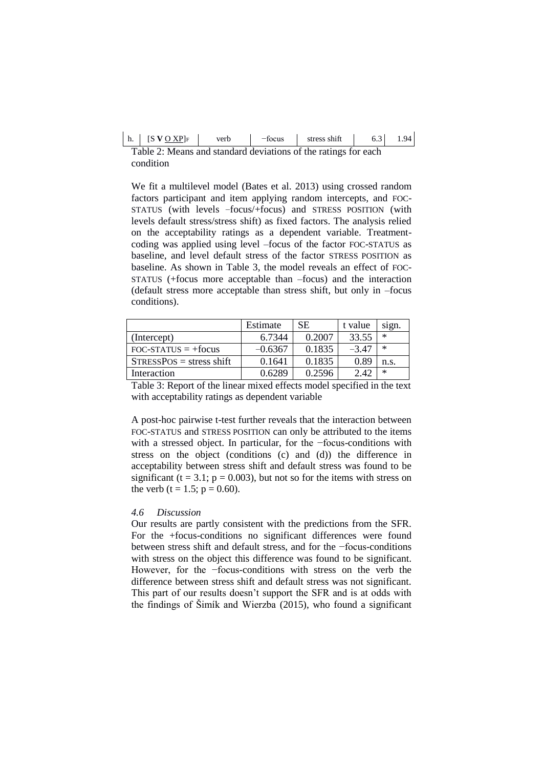| h. | [S **V** <u>O XP</u>]F | verb | −focus | stress shift | 6.3 | 1.94 |
|---|---|---|---|---|---|---|

Table 2: Means and standard deviations of the ratings for each condition

We fit a multilevel model (Bates et al. 2013) using crossed random factors participant and item applying random intercepts, and FOC-STATUS (with levels –focus/+focus) and STRESS POSITION (with levels default stress/stress shift) as fixed factors. The analysis relied on the acceptability ratings as a dependent variable. Treatment-coding was applied using level –focus of the factor FOC-STATUS as baseline, and level default stress of the factor STRESS POSITION as baseline. As shown in Table 3, the model reveals an effect of FOC-STATUS (+focus more acceptable than –focus) and the interaction (default stress more acceptable than stress shift, but only in –focus conditions).

| | Estimate | SE | t value | sign. |
|---|---|---|---|---|
| (Intercept) | 6.7344 | 0.2007 | 33.55 | * |
| FOC-STATUS = +focus | –0.6367 | 0.1835 | –3.47 | * |
| STRESSPOS = stress shift | 0.1641 | 0.1835 | 0.89 | n.s. |
| Interaction | 0.6289 | 0.2596 | 2.42 | * |

Table 3: Report of the linear mixed effects model specified in the text with acceptability ratings as dependent variable

A post-hoc pairwise t-test further reveals that the interaction between FOC-STATUS and STRESS POSITION can only be attributed to the items with a stressed object. In particular, for the −focus-conditions with stress on the object (conditions (c) and (d)) the difference in acceptability between stress shift and default stress was found to be significant ($t = 3.1$; $p = 0.003$), but not so for the items with stress on the verb ($t = 1.5$; $p = 0.60$).

### *4.6 Discussion*

Our results are partly consistent with the predictions from the SFR. For the +focus-conditions no significant differences were found between stress shift and default stress, and for the −focus-conditions with stress on the object this difference was found to be significant. However, for the −focus-conditions with stress on the verb the difference between stress shift and default stress was not significant. This part of our results doesn't support the SFR and is at odds with the findings of Šimík and Wierzba (2015), who found a significant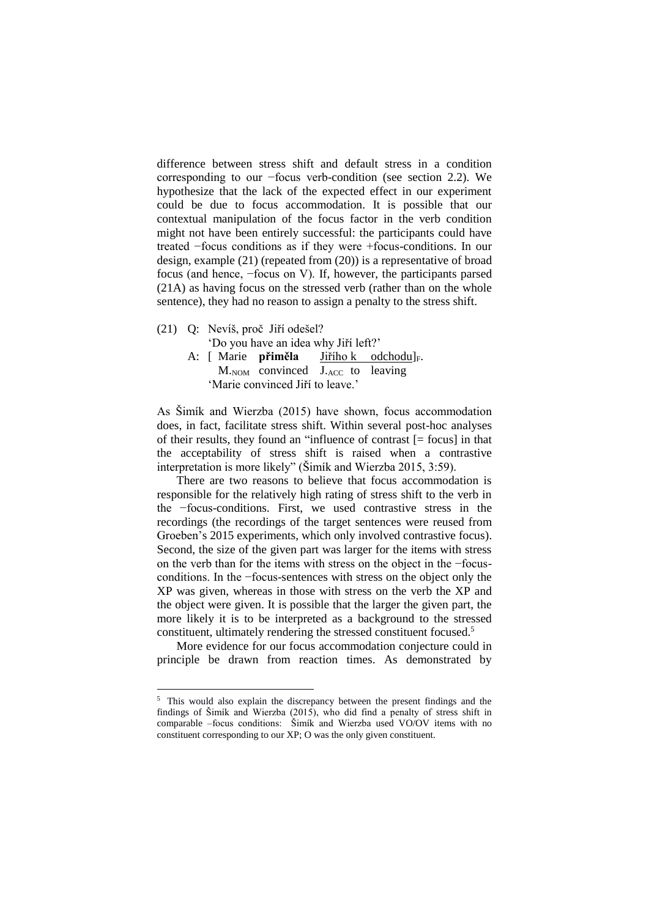difference between stress shift and default stress in a condition corresponding to our −focus verb-condition (see section 2.2). We hypothesize that the lack of the expected effect in our experiment could be due to focus accommodation. It is possible that our contextual manipulation of the focus factor in the verb condition might not have been entirely successful: the participants could have treated −focus conditions as if they were +focus-conditions. In our design, example (21) (repeated from (20)) is a representative of broad focus (and hence, −focus on V). If, however, the participants parsed (21A) as having focus on the stressed verb (rather than on the whole sentence), they had no reason to assign a penalty to the stress shift.

(21) Q: Nevíš, proč Jiří odešel?
'Do you have an idea why Jiří left?'
A: [ Marie **přiměla** <u>Jiřího k odchodu</u>]$_F$.
M.$_{NOM}$ convinced J.$_{ACC}$ to leaving
'Marie convinced Jiří to leave.'

As Šimík and Wierzba (2015) have shown, focus accommodation does, in fact, facilitate stress shift. Within several post-hoc analyses of their results, they found an "influence of contrast [= focus] in that the acceptability of stress shift is raised when a contrastive interpretation is more likely" (Šimík and Wierzba 2015, 3:59).

There are two reasons to believe that focus accommodation is responsible for the relatively high rating of stress shift to the verb in the −focus-conditions. First, we used contrastive stress in the recordings (the recordings of the target sentences were reused from Groeben's 2015 experiments, which only involved contrastive focus). Second, the size of the given part was larger for the items with stress on the verb than for the items with stress on the object in the −focus-conditions. In the −focus-sentences with stress on the object only the XP was given, whereas in those with stress on the verb the XP and the object were given. It is possible that the larger the given part, the more likely it is to be interpreted as a background to the stressed constituent, ultimately rendering the stressed constituent focused.[5]

More evidence for our focus accommodation conjecture could in principle be drawn from reaction times. As demonstrated by

[5] This would also explain the discrepancy between the present findings and the findings of Šimík and Wierzba (2015), who did find a penalty of stress shift in comparable –focus conditions: Šimík and Wierzba used VO/OV items with no constituent corresponding to our XP; O was the only given constituent.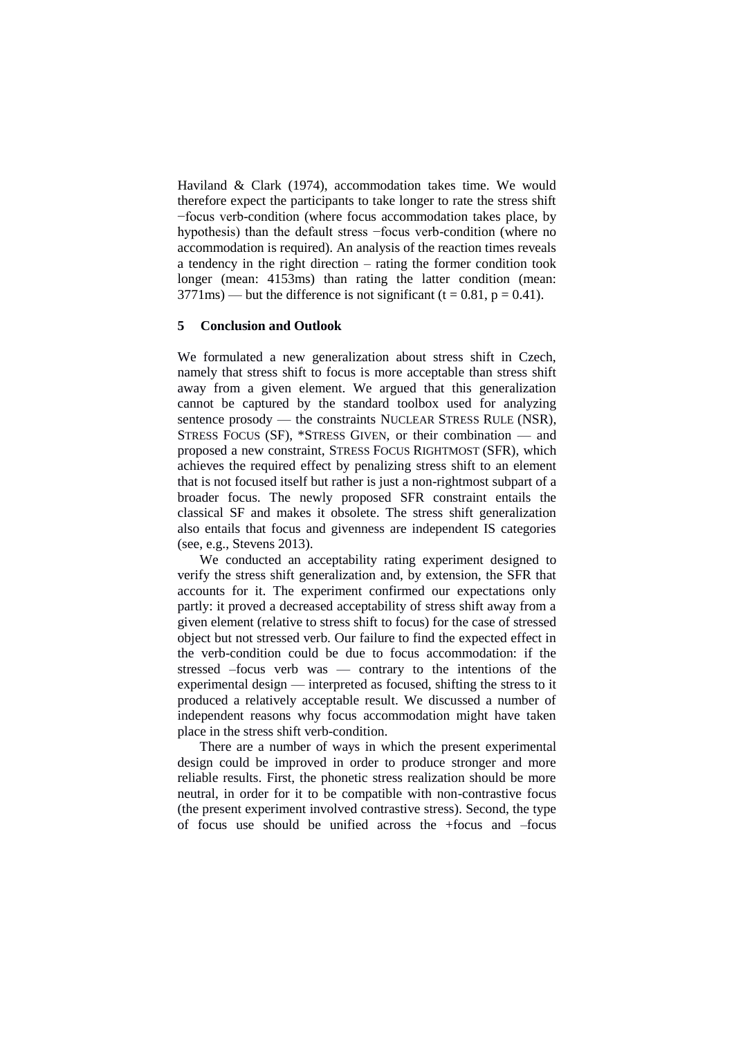Haviland & Clark (1974), accommodation takes time. We would therefore expect the participants to take longer to rate the stress shift −focus verb-condition (where focus accommodation takes place, by hypothesis) than the default stress −focus verb-condition (where no accommodation is required). An analysis of the reaction times reveals a tendency in the right direction – rating the former condition took longer (mean: 4153ms) than rating the latter condition (mean: 3771ms) — but the difference is not significant ($t = 0.81$, $p = 0.41$).

## 5 Conclusion and Outlook

We formulated a new generalization about stress shift in Czech, namely that stress shift to focus is more acceptable than stress shift away from a given element. We argued that this generalization cannot be captured by the standard toolbox used for analyzing sentence prosody — the constraints NUCLEAR STRESS RULE (NSR), STRESS FOCUS (SF), *STRESS GIVEN, or their combination — and proposed a new constraint, STRESS FOCUS RIGHTMOST (SFR), which achieves the required effect by penalizing stress shift to an element that is not focused itself but rather is just a non-rightmost subpart of a broader focus. The newly proposed SFR constraint entails the classical SF and makes it obsolete. The stress shift generalization also entails that focus and givenness are independent IS categories (see, e.g., Stevens 2013).

We conducted an acceptability rating experiment designed to verify the stress shift generalization and, by extension, the SFR that accounts for it. The experiment confirmed our expectations only partly: it proved a decreased acceptability of stress shift away from a given element (relative to stress shift to focus) for the case of stressed object but not stressed verb. Our failure to find the expected effect in the verb-condition could be due to focus accommodation: if the stressed –focus verb was — contrary to the intentions of the experimental design — interpreted as focused, shifting the stress to it produced a relatively acceptable result. We discussed a number of independent reasons why focus accommodation might have taken place in the stress shift verb-condition.

There are a number of ways in which the present experimental design could be improved in order to produce stronger and more reliable results. First, the phonetic stress realization should be more neutral, in order for it to be compatible with non-contrastive focus (the present experiment involved contrastive stress). Second, the type of focus use should be unified across the +focus and –focus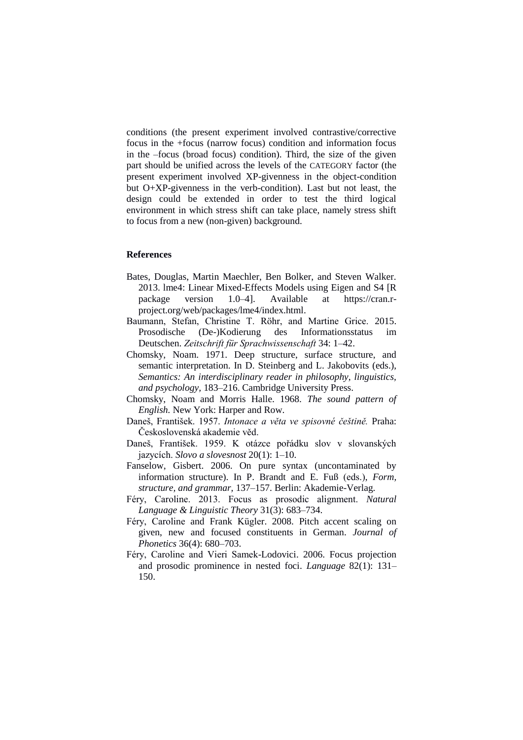conditions (the present experiment involved contrastive/corrective focus in the +focus (narrow focus) condition and information focus in the –focus (broad focus) condition). Third, the size of the given part should be unified across the levels of the CATEGORY factor (the present experiment involved XP-givenness in the object-condition but O+XP-givenness in the verb-condition). Last but not least, the design could be extended in order to test the third logical environment in which stress shift can take place, namely stress shift to focus from a new (non-given) background.

### References

Bates, Douglas, Martin Maechler, Ben Bolker, and Steven Walker. 2013. lme4: Linear Mixed-Effects Models using Eigen and S4 [R package version 1.0–4]. Available at https://cran.r-project.org/web/packages/lme4/index.html.

Baumann, Stefan, Christine T. Röhr, and Martine Grice. 2015. Prosodische (De-)Kodierung des Informationsstatus im Deutschen. *Zeitschrift für Sprachwissenschaft* 34: 1–42.

Chomsky, Noam. 1971. Deep structure, surface structure, and semantic interpretation. In D. Steinberg and L. Jakobovits (eds.), *Semantics: An interdisciplinary reader in philosophy, linguistics, and psychology*, 183–216. Cambridge University Press.

Chomsky, Noam and Morris Halle. 1968. *The sound pattern of English.* New York: Harper and Row.

Daneš, František. 1957. *Intonace a věta ve spisovné češtině.* Praha: Československá akademie věd.

Daneš, František. 1959. K otázce pořádku slov v slovanských jazycích. *Slovo a slovesnost* 20(1): 1–10.

Fanselow, Gisbert. 2006. On pure syntax (uncontaminated by information structure). In P. Brandt and E. Fuß (eds.), *Form, structure, and grammar*, 137–157. Berlin: Akademie-Verlag.

Féry, Caroline. 2013. Focus as prosodic alignment. *Natural Language & Linguistic Theory* 31(3): 683–734.

Féry, Caroline and Frank Kügler. 2008. Pitch accent scaling on given, new and focused constituents in German. *Journal of Phonetics* 36(4): 680–703.

Féry, Caroline and Vieri Samek-Lodovici. 2006. Focus projection and prosodic prominence in nested foci. *Language* 82(1): 131–150.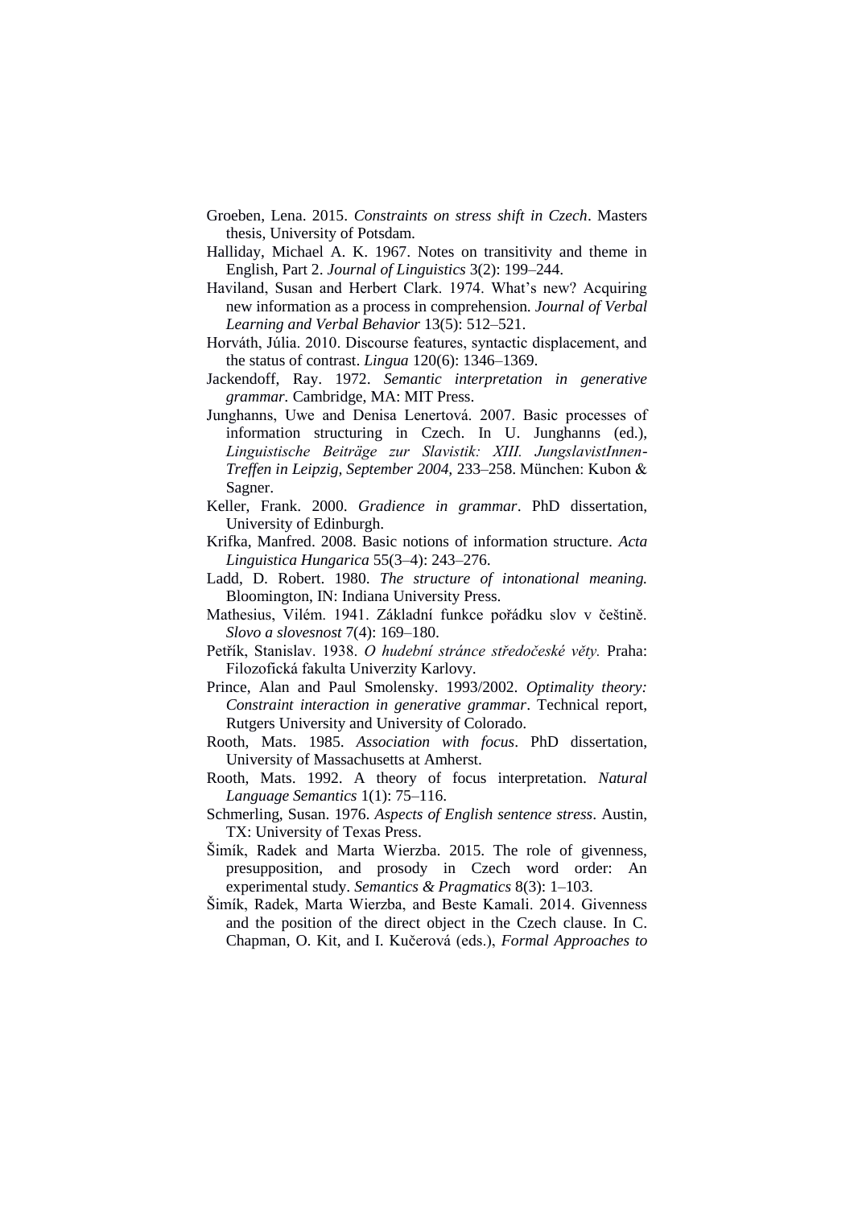Groeben, Lena. 2015. *Constraints on stress shift in Czech*. Masters thesis, University of Potsdam.

Halliday, Michael A. K. 1967. Notes on transitivity and theme in English, Part 2. *Journal of Linguistics* 3(2): 199–244.

Haviland, Susan and Herbert Clark. 1974. What's new? Acquiring new information as a process in comprehension. *Journal of Verbal Learning and Verbal Behavior* 13(5): 512–521.

Horváth, Júlia. 2010. Discourse features, syntactic displacement, and the status of contrast. *Lingua* 120(6): 1346–1369.

Jackendoff, Ray. 1972. *Semantic interpretation in generative grammar*. Cambridge, MA: MIT Press.

Junghanns, Uwe and Denisa Lenertová. 2007. Basic processes of information structuring in Czech. In U. Junghanns (ed.), *Linguistische Beiträge zur Slavistik: XIII. JungslavistInnen-Treffen in Leipzig, September 2004*, 233–258. München: Kubon & Sagner.

Keller, Frank. 2000. *Gradience in grammar*. PhD dissertation, University of Edinburgh.

Krifka, Manfred. 2008. Basic notions of information structure. *Acta Linguistica Hungarica* 55(3–4): 243–276.

Ladd, D. Robert. 1980. *The structure of intonational meaning.* Bloomington, IN: Indiana University Press.

Mathesius, Vilém. 1941. Základní funkce pořádku slov v češtině. *Slovo a slovesnost* 7(4): 169–180.

Petřík, Stanislav. 1938. *O hudební stránce středočeské věty.* Praha: Filozofická fakulta Univerzity Karlovy.

Prince, Alan and Paul Smolensky. 1993/2002. *Optimality theory: Constraint interaction in generative grammar*. Technical report, Rutgers University and University of Colorado.

Rooth, Mats. 1985. *Association with focus*. PhD dissertation, University of Massachusetts at Amherst.

Rooth, Mats. 1992. A theory of focus interpretation. *Natural Language Semantics* 1(1): 75–116.

Schmerling, Susan. 1976. *Aspects of English sentence stress*. Austin, TX: University of Texas Press.

Šimík, Radek and Marta Wierzba. 2015. The role of givenness, presupposition, and prosody in Czech word order: An experimental study. *Semantics & Pragmatics* 8(3): 1–103.

Šimík, Radek, Marta Wierzba, and Beste Kamali. 2014. Givenness and the position of the direct object in the Czech clause. In C. Chapman, O. Kit, and I. Kučerová (eds.), *Formal Approaches to*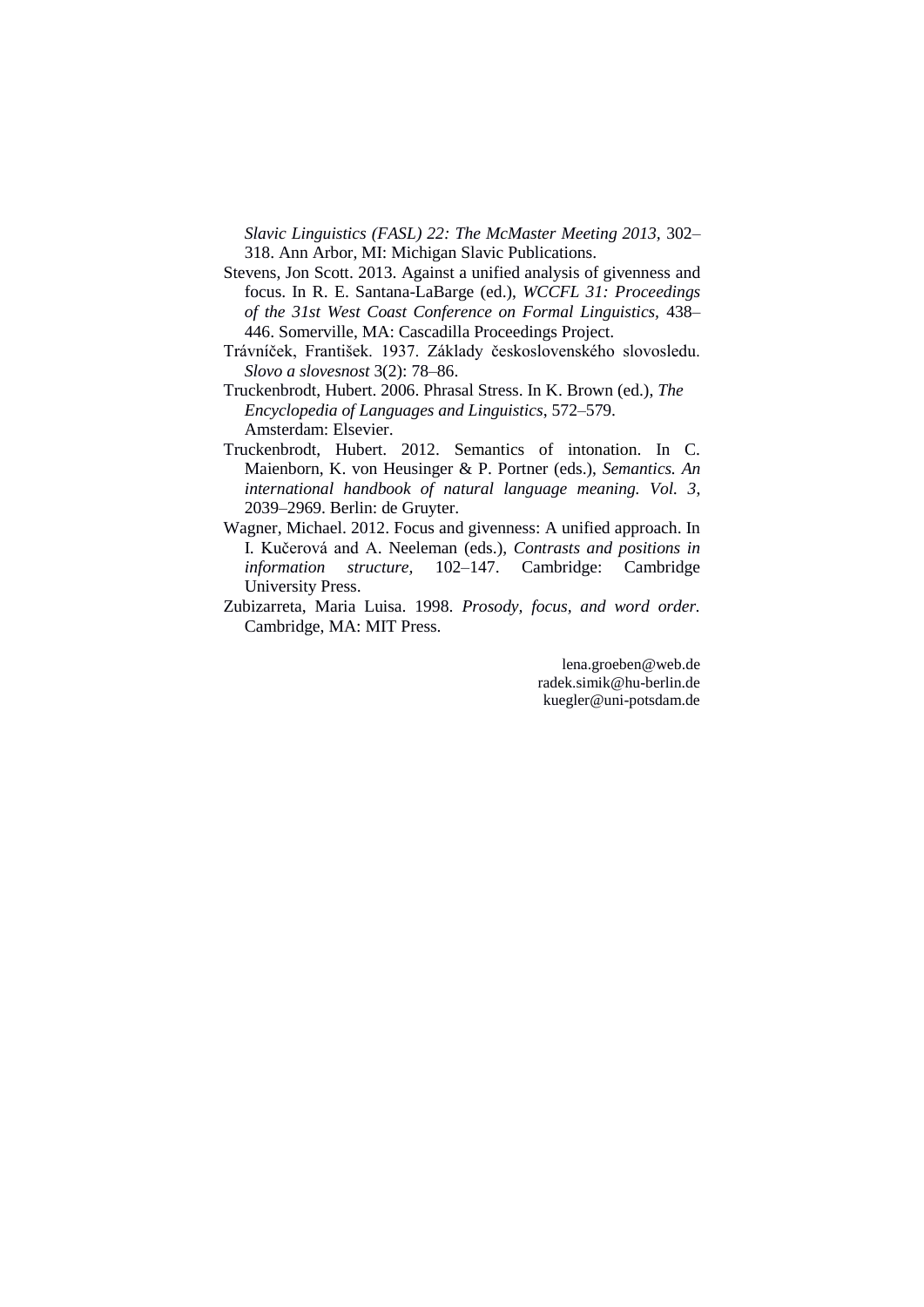*Slavic Linguistics (FASL) 22: The McMaster Meeting 2013,* 302–318. Ann Arbor, MI: Michigan Slavic Publications.

Stevens, Jon Scott. 2013. Against a unified analysis of givenness and focus. In R. E. Santana-LaBarge (ed.), *WCCFL 31: Proceedings of the 31st West Coast Conference on Formal Linguistics*, 438–446. Somerville, MA: Cascadilla Proceedings Project.

Trávníček, František. 1937. Základy československého slovosledu. *Slovo a slovesnost* 3(2): 78–86.

Truckenbrodt, Hubert. 2006. Phrasal Stress. In K. Brown (ed.), *The Encyclopedia of Languages and Linguistics*, 572–579. Amsterdam: Elsevier.

Truckenbrodt, Hubert. 2012. Semantics of intonation. In C. Maienborn, K. von Heusinger & P. Portner (eds.), *Semantics. An international handbook of natural language meaning. Vol. 3*, 2039–2969. Berlin: de Gruyter.

Wagner, Michael. 2012. Focus and givenness: A unified approach. In I. Kučerová and A. Neeleman (eds.), *Contrasts and positions in information structure,* 102–147. Cambridge: Cambridge University Press.

Zubizarreta, Maria Luisa. 1998. *Prosody, focus, and word order.* Cambridge, MA: MIT Press.

lena.groeben@web.de
radek.simik@hu-berlin.de
kuegler@uni-potsdam.de